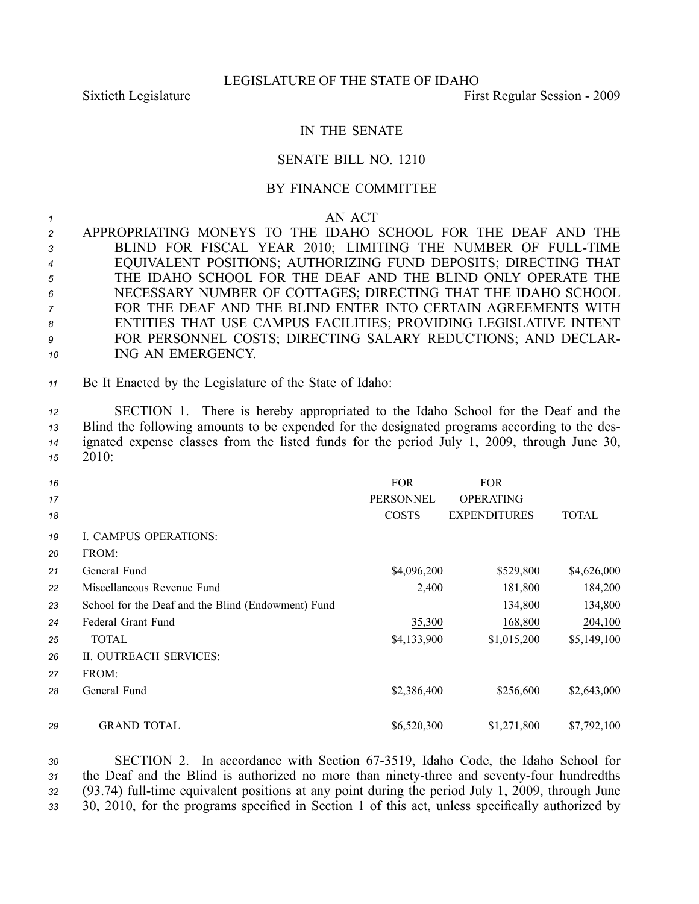LEGISLATURE OF THE STATE OF IDAHO

Sixtieth Legislature First Regular Session - 2009

# IN THE SENATE

## SENATE BILL NO. 1210

### BY FINANCE COMMITTEE

AN ACT

APPROPRIATING MONEYS TO THE IDAHO SCHOOL FOR THE DEAF AND THE BLIND FOR FISCAL YEAR 2010; LIMITING THE NUMBER OF FULL-TIME EQUIVALENT POSITIONS; AUTHORIZING FUND DEPOSITS; DIRECTING THAT THE IDAHO SCHOOL FOR THE DEAF AND THE BLIND ONLY OPERATE THE NECESSARY NUMBER OF COTTAGES; DIRECTING THAT THE IDAHO SCHOOL FOR THE DEAF AND THE BLIND ENTER INTO CERTAIN AGREEMENTS WITH ENTITIES THAT USE CAMPUS FACILITIES; PROVIDING LEGISLATIVE INTENT FOR PERSONNEL COSTS; DIRECTING SALARY REDUCTIONS; AND DECLARING AN EMERGENCY.

Be It Enacted by the Legislature of the State of Idaho:

SECTION 1. There is hereby appropriated to the Idaho School for the Deaf and the Blind the following amounts to be expended for the designated programs according to the designated expense classes from the listed funds for the period July 1, 2009, through June 30, 2010:

| | FOR PERSONNEL COSTS | FOR OPERATING EXPENDITURES | TOTAL |
|---|---|---|---|
| I. CAMPUS OPERATIONS: | | | |
| FROM: | | | |
| General Fund | $4,096,200 | $529,800 | $4,626,000 |
| Miscellaneous Revenue Fund | 2,400 | 181,800 | 184,200 |
| School for the Deaf and the Blind (Endowment) Fund | | 134,800 | 134,800 |
| Federal Grant Fund | 35,300 | 168,800 | 204,100 |
| TOTAL | $4,133,900 | $1,015,200 | $5,149,100 |
| II. OUTREACH SERVICES: | | | |
| FROM: | | | |
| General Fund | $2,386,400 | $256,600 | $2,643,000 |
| GRAND TOTAL | $6,520,300 | $1,271,800 | $7,792,100 |

SECTION 2. In accordance with Section 67-3519, Idaho Code, the Idaho School for the Deaf and the Blind is authorized no more than ninety-three and seventy-four hundredths (93.74) full-time equivalent positions at any point during the period July 1, 2009, through June 30, 2010, for the programs specified in Section 1 of this act, unless specifically authorized by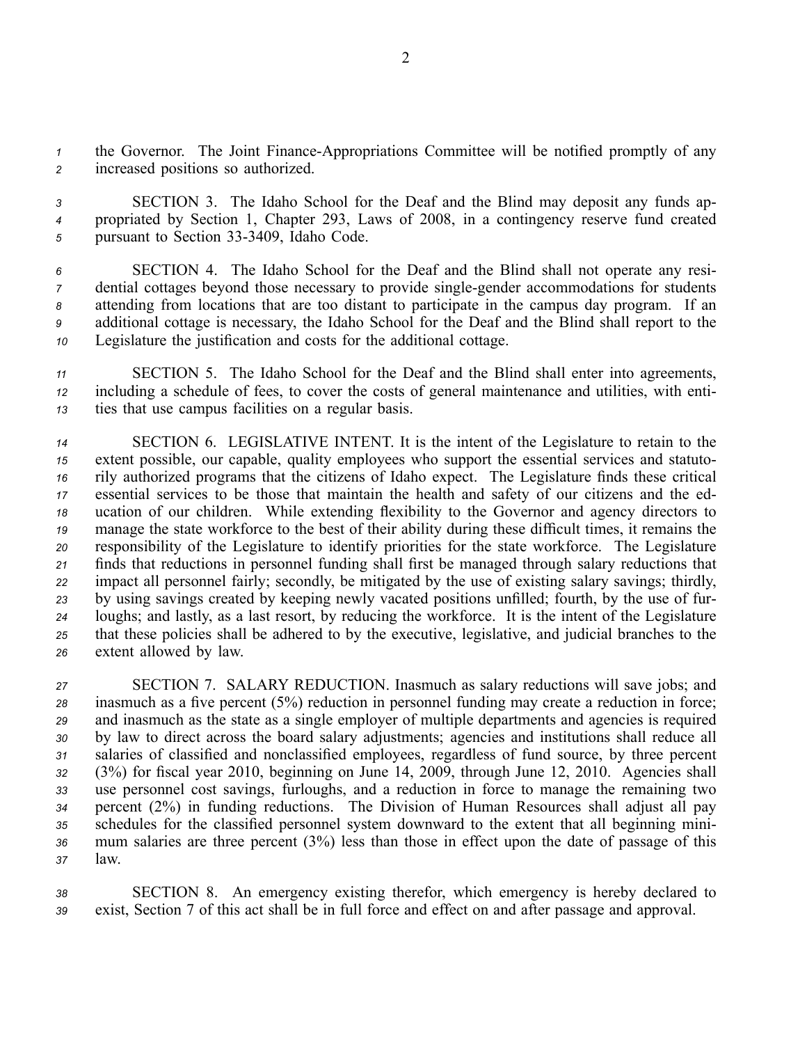the Governor. The Joint Finance-Appropriations Committee will be notified promptly of any increased positions so authorized.

SECTION 3. The Idaho School for the Deaf and the Blind may deposit any funds appropriated by Section 1, Chapter 293, Laws of 2008, in a contingency reserve fund created pursuant to Section 33-3409, Idaho Code.

SECTION 4. The Idaho School for the Deaf and the Blind shall not operate any residential cottages beyond those necessary to provide single-gender accommodations for students attending from locations that are too distant to participate in the campus day program. If an additional cottage is necessary, the Idaho School for the Deaf and the Blind shall report to the Legislature the justification and costs for the additional cottage.

SECTION 5. The Idaho School for the Deaf and the Blind shall enter into agreements, including a schedule of fees, to cover the costs of general maintenance and utilities, with entities that use campus facilities on a regular basis.

SECTION 6. LEGISLATIVE INTENT. It is the intent of the Legislature to retain to the extent possible, our capable, quality employees who support the essential services and statutorily authorized programs that the citizens of Idaho expect. The Legislature finds these critical essential services to be those that maintain the health and safety of our citizens and the education of our children. While extending flexibility to the Governor and agency directors to manage the state workforce to the best of their ability during these difficult times, it remains the responsibility of the Legislature to identify priorities for the state workforce. The Legislature finds that reductions in personnel funding shall first be managed through salary reductions that impact all personnel fairly; secondly, be mitigated by the use of existing salary savings; thirdly, by using savings created by keeping newly vacated positions unfilled; fourth, by the use of furloughs; and lastly, as a last resort, by reducing the workforce. It is the intent of the Legislature that these policies shall be adhered to by the executive, legislative, and judicial branches to the extent allowed by law.

SECTION 7. SALARY REDUCTION. Inasmuch as salary reductions will save jobs; and inasmuch as a five percent (5%) reduction in personnel funding may create a reduction in force; and inasmuch as the state as a single employer of multiple departments and agencies is required by law to direct across the board salary adjustments; agencies and institutions shall reduce all salaries of classified and nonclassified employees, regardless of fund source, by three percent (3%) for fiscal year 2010, beginning on June 14, 2009, through June 12, 2010. Agencies shall use personnel cost savings, furloughs, and a reduction in force to manage the remaining two percent (2%) in funding reductions. The Division of Human Resources shall adjust all pay schedules for the classified personnel system downward to the extent that all beginning minimum salaries are three percent (3%) less than those in effect upon the date of passage of this law.

SECTION 8. An emergency existing therefor, which emergency is hereby declared to exist, Section 7 of this act shall be in full force and effect on and after passage and approval.